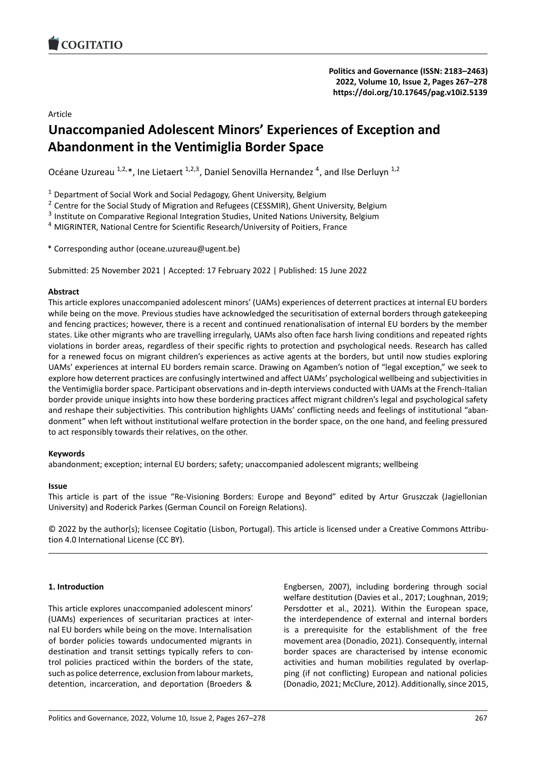Article

# Unaccompanied Adolescent Minors' Experiences of Exception and Abandonment in the Ventimiglia Border Space

Océane Uzureau [1,2,*], Ine Lietaert [1,2,3], Daniel Senovilla Hernandez [4], and Ilse Derluyn [1,2]

[1] Department of Social Work and Social Pedagogy, Ghent University, Belgium
[2] Centre for the Social Study of Migration and Refugees (CESSMIR), Ghent University, Belgium
[3] Institute on Comparative Regional Integration Studies, United Nations University, Belgium
[4] MIGRINTER, National Centre for Scientific Research/University of Poitiers, France

* Corresponding author (oceane.uzureau@ugent.be)

Submitted: 25 November 2021 | Accepted: 17 February 2022 | Published: 15 June 2022

**Abstract**

This article explores unaccompanied adolescent minors' (UAMs) experiences of deterrent practices at internal EU borders while being on the move. Previous studies have acknowledged the securitisation of external borders through gatekeeping and fencing practices; however, there is a recent and continued renationalisation of internal EU borders by the member states. Like other migrants who are travelling irregularly, UAMs also often face harsh living conditions and repeated rights violations in border areas, regardless of their specific rights to protection and psychological needs. Research has called for a renewed focus on migrant children's experiences as active agents at the borders, but until now studies exploring UAMs' experiences at internal EU borders remain scarce. Drawing on Agamben's notion of "legal exception," we seek to explore how deterrent practices are confusingly intertwined and affect UAMs' psychological wellbeing and subjectivities in the Ventimiglia border space. Participant observations and in-depth interviews conducted with UAMs at the French-Italian border provide unique insights into how these bordering practices affect migrant children's legal and psychological safety and reshape their subjectivities. This contribution highlights UAMs' conflicting needs and feelings of institutional "abandonment" when left without institutional welfare protection in the border space, on the one hand, and feeling pressured to act responsibly towards their relatives, on the other.

**Keywords**

abandonment; exception; internal EU borders; safety; unaccompanied adolescent migrants; wellbeing

**Issue**

This article is part of the issue "Re-Visioning Borders: Europe and Beyond" edited by Artur Gruszczak (Jagiellonian University) and Roderick Parkes (German Council on Foreign Relations).

© 2022 by the author(s); licensee Cogitatio (Lisbon, Portugal). This article is licensed under a Creative Commons Attribution 4.0 International License (CC BY).

## 1. Introduction

This article explores unaccompanied adolescent minors' (UAMs) experiences of securitarian practices at internal EU borders while being on the move. Internalisation of border policies towards undocumented migrants in destination and transit settings typically refers to control policies practiced within the borders of the state, such as police deterrence, exclusion from labour markets, detention, incarceration, and deportation (Broeders & Engbersen, 2007), including bordering through social welfare destitution (Davies et al., 2017; Loughnan, 2019; Persdotter et al., 2021). Within the European space, the interdependence of external and internal borders is a prerequisite for the establishment of the free movement area (Donadio, 2021). Consequently, internal border spaces are characterised by intense economic activities and human mobilities regulated by overlapping (if not conflicting) European and national policies (Donadio, 2021; McClure, 2012). Additionally, since 2015,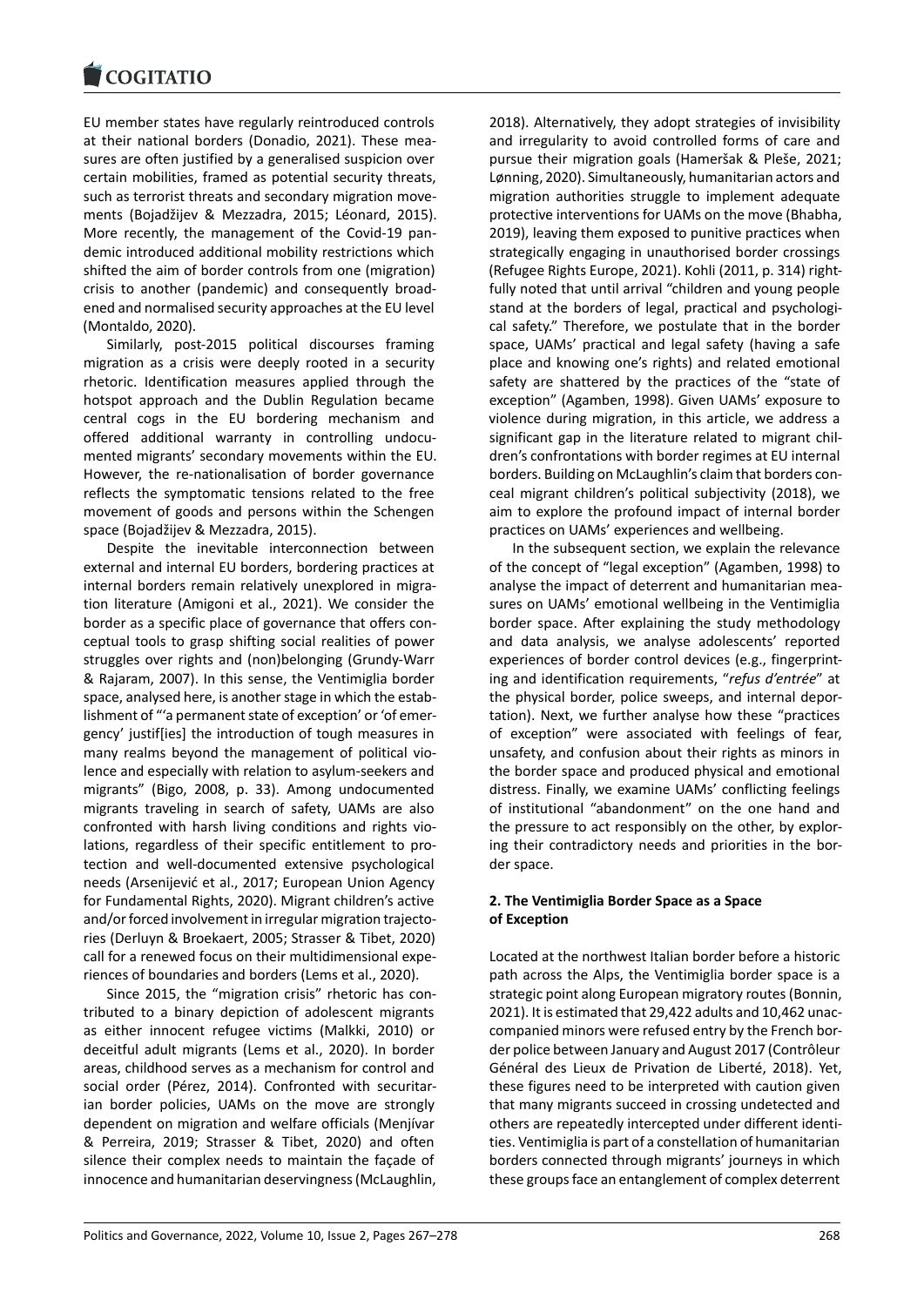EU member states have regularly reintroduced controls at their national borders (Donadio, 2021). These measures are often justified by a generalised suspicion over certain mobilities, framed as potential security threats, such as terrorist threats and secondary migration movements (Bojadžijev & Mezzadra, 2015; Léonard, 2015). More recently, the management of the Covid-19 pandemic introduced additional mobility restrictions which shifted the aim of border controls from one (migration) crisis to another (pandemic) and consequently broadened and normalised security approaches at the EU level (Montaldo, 2020).

Similarly, post-2015 political discourses framing migration as a crisis were deeply rooted in a security rhetoric. Identification measures applied through the hotspot approach and the Dublin Regulation became central cogs in the EU bordering mechanism and offered additional warranty in controlling undocumented migrants' secondary movements within the EU. However, the re-nationalisation of border governance reflects the symptomatic tensions related to the free movement of goods and persons within the Schengen space (Bojadžijev & Mezzadra, 2015).

Despite the inevitable interconnection between external and internal EU borders, bordering practices at internal borders remain relatively unexplored in migration literature (Amigoni et al., 2021). We consider the border as a specific place of governance that offers conceptual tools to grasp shifting social realities of power struggles over rights and (non)belonging (Grundy-Warr & Rajaram, 2007). In this sense, the Ventimiglia border space, analysed here, is another stage in which the establishment of "'a permanent state of exception' or 'of emergency' justif[ies] the introduction of tough measures in many realms beyond the management of political violence and especially with relation to asylum-seekers and migrants" (Bigo, 2008, p. 33). Among undocumented migrants traveling in search of safety, UAMs are also confronted with harsh living conditions and rights violations, regardless of their specific entitlement to protection and well-documented extensive psychological needs (Arsenijević et al., 2017; European Union Agency for Fundamental Rights, 2020). Migrant children's active and/or forced involvement in irregular migration trajectories (Derluyn & Broekaert, 2005; Strasser & Tibet, 2020) call for a renewed focus on their multidimensional experiences of boundaries and borders (Lems et al., 2020).

Since 2015, the "migration crisis" rhetoric has contributed to a binary depiction of adolescent migrants as either innocent refugee victims (Malkki, 2010) or deceitful adult migrants (Lems et al., 2020). In border areas, childhood serves as a mechanism for control and social order (Pérez, 2014). Confronted with securitarian border policies, UAMs on the move are strongly dependent on migration and welfare officials (Menjívar & Perreira, 2019; Strasser & Tibet, 2020) and often silence their complex needs to maintain the façade of innocence and humanitarian deservingness (McLaughlin, 2018). Alternatively, they adopt strategies of invisibility and irregularity to avoid controlled forms of care and pursue their migration goals (Hameršak & Pleše, 2021; Lønning, 2020). Simultaneously, humanitarian actors and migration authorities struggle to implement adequate protective interventions for UAMs on the move (Bhabha, 2019), leaving them exposed to punitive practices when strategically engaging in unauthorised border crossings (Refugee Rights Europe, 2021). Kohli (2011, p. 314) rightfully noted that until arrival "children and young people stand at the borders of legal, practical and psychological safety." Therefore, we postulate that in the border space, UAMs' practical and legal safety (having a safe place and knowing one's rights) and related emotional safety are shattered by the practices of the "state of exception" (Agamben, 1998). Given UAMs' exposure to violence during migration, in this article, we address a significant gap in the literature related to migrant children's confrontations with border regimes at EU internal borders. Building on McLaughlin's claim that borders conceal migrant children's political subjectivity (2018), we aim to explore the profound impact of internal border practices on UAMs' experiences and wellbeing.

In the subsequent section, we explain the relevance of the concept of "legal exception" (Agamben, 1998) to analyse the impact of deterrent and humanitarian measures on UAMs' emotional wellbeing in the Ventimiglia border space. After explaining the study methodology and data analysis, we analyse adolescents' reported experiences of border control devices (e.g., fingerprinting and identification requirements, "*refus d'entrée*" at the physical border, police sweeps, and internal deportation). Next, we further analyse how these "practices of exception" were associated with feelings of fear, unsafety, and confusion about their rights as minors in the border space and produced physical and emotional distress. Finally, we examine UAMs' conflicting feelings of institutional "abandonment" on the one hand and the pressure to act responsibly on the other, by exploring their contradictory needs and priorities in the border space.

## 2. The Ventimiglia Border Space as a Space of Exception

Located at the northwest Italian border before a historic path across the Alps, the Ventimiglia border space is a strategic point along European migratory routes (Bonnin, 2021). It is estimated that 29,422 adults and 10,462 unaccompanied minors were refused entry by the French border police between January and August 2017 (Contrôleur Général des Lieux de Privation de Liberté, 2018). Yet, these figures need to be interpreted with caution given that many migrants succeed in crossing undetected and others are repeatedly intercepted under different identities. Ventimiglia is part of a constellation of humanitarian borders connected through migrants' journeys in which these groups face an entanglement of complex deterrent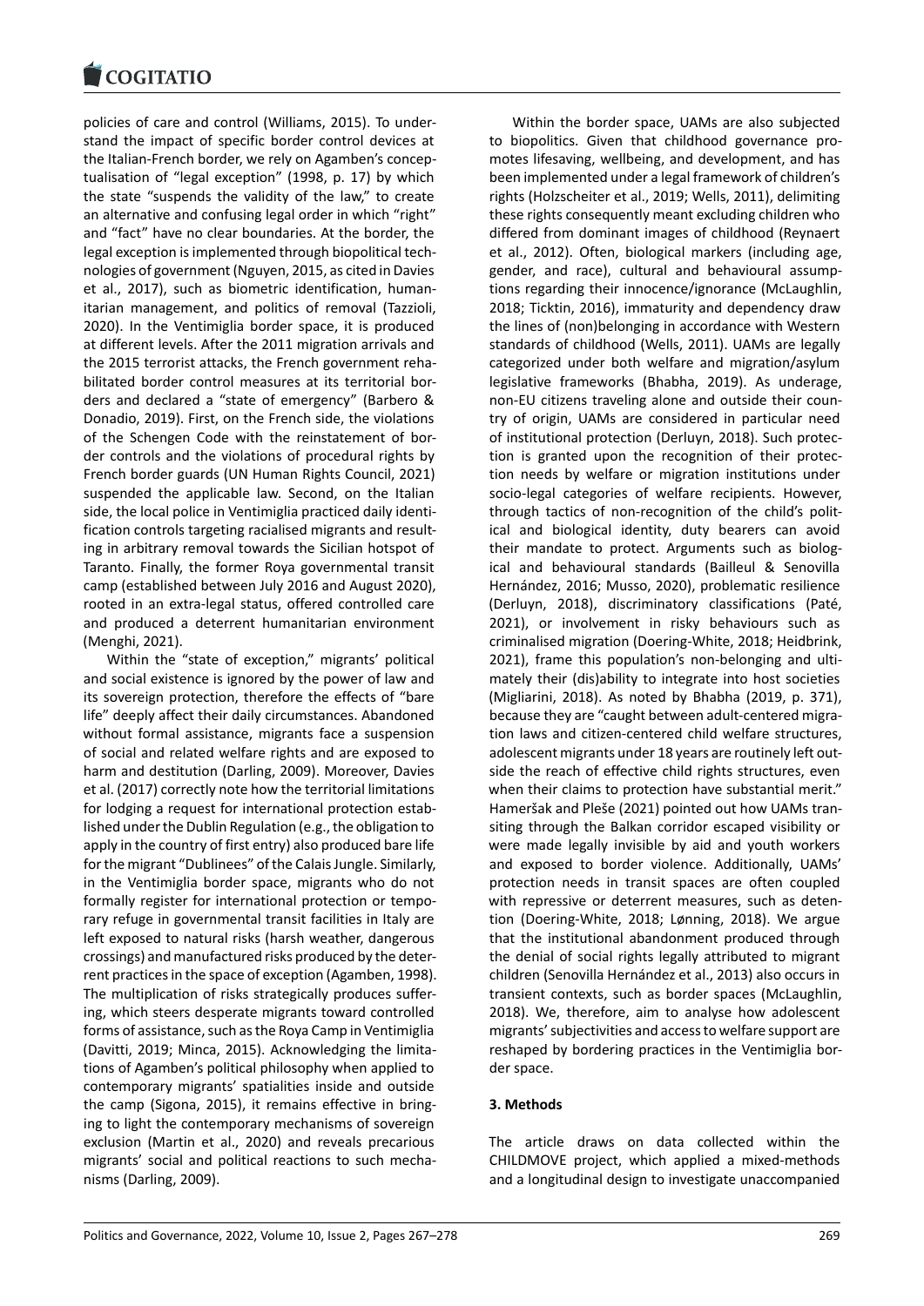policies of care and control (Williams, 2015). To understand the impact of specific border control devices at the Italian-French border, we rely on Agamben's conceptualisation of "legal exception" (1998, p. 17) by which the state "suspends the validity of the law," to create an alternative and confusing legal order in which "right" and "fact" have no clear boundaries. At the border, the legal exception is implemented through biopolitical technologies of government (Nguyen, 2015, as cited in Davies et al., 2017), such as biometric identification, humanitarian management, and politics of removal (Tazzioli, 2020). In the Ventimiglia border space, it is produced at different levels. After the 2011 migration arrivals and the 2015 terrorist attacks, the French government rehabilitated border control measures at its territorial borders and declared a "state of emergency" (Barbero & Donadio, 2019). First, on the French side, the violations of the Schengen Code with the reinstatement of border controls and the violations of procedural rights by French border guards (UN Human Rights Council, 2021) suspended the applicable law. Second, on the Italian side, the local police in Ventimiglia practiced daily identification controls targeting racialised migrants and resulting in arbitrary removal towards the Sicilian hotspot of Taranto. Finally, the former Roya governmental transit camp (established between July 2016 and August 2020), rooted in an extra-legal status, offered controlled care and produced a deterrent humanitarian environment (Menghi, 2021).

Within the "state of exception," migrants' political and social existence is ignored by the power of law and its sovereign protection, therefore the effects of "bare life" deeply affect their daily circumstances. Abandoned without formal assistance, migrants face a suspension of social and related welfare rights and are exposed to harm and destitution (Darling, 2009). Moreover, Davies et al. (2017) correctly note how the territorial limitations for lodging a request for international protection established under the Dublin Regulation (e.g., the obligation to apply in the country of first entry) also produced bare life for the migrant "Dublinees" of the Calais Jungle. Similarly, in the Ventimiglia border space, migrants who do not formally register for international protection or temporary refuge in governmental transit facilities in Italy are left exposed to natural risks (harsh weather, dangerous crossings) and manufactured risks produced by the deterrent practices in the space of exception (Agamben, 1998). The multiplication of risks strategically produces suffering, which steers desperate migrants toward controlled forms of assistance, such as the Roya Camp in Ventimiglia (Davitti, 2019; Minca, 2015). Acknowledging the limitations of Agamben's political philosophy when applied to contemporary migrants' spatialities inside and outside the camp (Sigona, 2015), it remains effective in bringing to light the contemporary mechanisms of sovereign exclusion (Martin et al., 2020) and reveals precarious migrants' social and political reactions to such mechanisms (Darling, 2009).

Within the border space, UAMs are also subjected to biopolitics. Given that childhood governance promotes lifesaving, wellbeing, and development, and has been implemented under a legal framework of children's rights (Holzscheiter et al., 2019; Wells, 2011), delimiting these rights consequently meant excluding children who differed from dominant images of childhood (Reynaert et al., 2012). Often, biological markers (including age, gender, and race), cultural and behavioural assumptions regarding their innocence/ignorance (McLaughlin, 2018; Ticktin, 2016), immaturity and dependency draw the lines of (non)belonging in accordance with Western standards of childhood (Wells, 2011). UAMs are legally categorized under both welfare and migration/asylum legislative frameworks (Bhabha, 2019). As underage, non-EU citizens traveling alone and outside their country of origin, UAMs are considered in particular need of institutional protection (Derluyn, 2018). Such protection is granted upon the recognition of their protection needs by welfare or migration institutions under socio-legal categories of welfare recipients. However, through tactics of non-recognition of the child's political and biological identity, duty bearers can avoid their mandate to protect. Arguments such as biological and behavioural standards (Bailleul & Senovilla Hernández, 2016; Musso, 2020), problematic resilience (Derluyn, 2018), discriminatory classifications (Paté, 2021), or involvement in risky behaviours such as criminalised migration (Doering-White, 2018; Heidbrink, 2021), frame this population's non-belonging and ultimately their (dis)ability to integrate into host societies (Migliarini, 2018). As noted by Bhabha (2019, p. 371), because they are "caught between adult-centered migration laws and citizen-centered child welfare structures, adolescent migrants under 18 years are routinely left outside the reach of effective child rights structures, even when their claims to protection have substantial merit." Hameršak and Pleše (2021) pointed out how UAMs transiting through the Balkan corridor escaped visibility or were made legally invisible by aid and youth workers and exposed to border violence. Additionally, UAMs' protection needs in transit spaces are often coupled with repressive or deterrent measures, such as detention (Doering-White, 2018; Lønning, 2018). We argue that the institutional abandonment produced through the denial of social rights legally attributed to migrant children (Senovilla Hernández et al., 2013) also occurs in transient contexts, such as border spaces (McLaughlin, 2018). We, therefore, aim to analyse how adolescent migrants' subjectivities and access to welfare support are reshaped by bordering practices in the Ventimiglia border space.

## 3. Methods

The article draws on data collected within the CHILDMOVE project, which applied a mixed-methods and a longitudinal design to investigate unaccompanied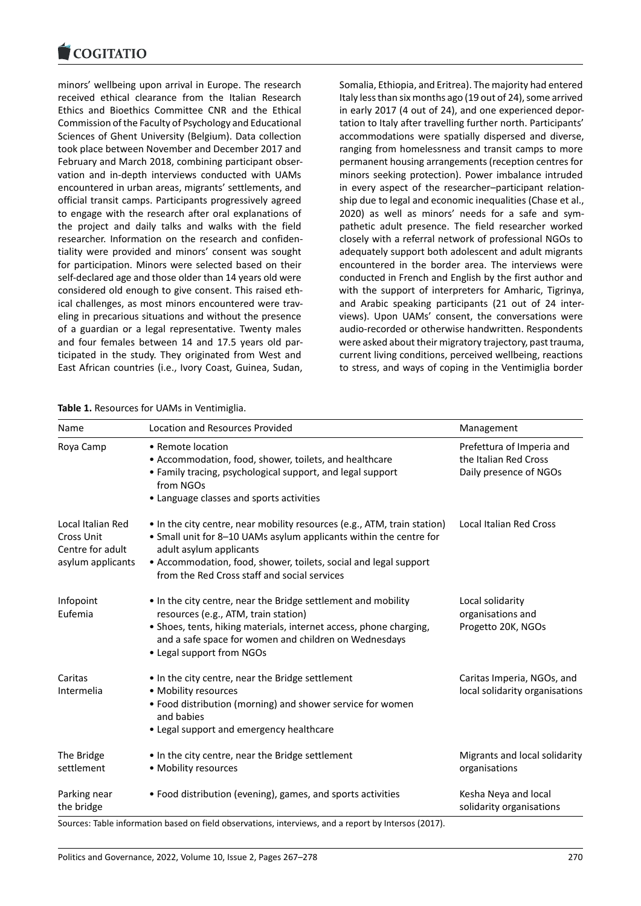minors' wellbeing upon arrival in Europe. The research received ethical clearance from the Italian Research Ethics and Bioethics Committee CNR and the Ethical Commission of the Faculty of Psychology and Educational Sciences of Ghent University (Belgium). Data collection took place between November and December 2017 and February and March 2018, combining participant observation and in-depth interviews conducted with UAMs encountered in urban areas, migrants' settlements, and official transit camps. Participants progressively agreed to engage with the research after oral explanations of the project and daily talks and walks with the field researcher. Information on the research and confidentiality were provided and minors' consent was sought for participation. Minors were selected based on their self-declared age and those older than 14 years old were considered old enough to give consent. This raised ethical challenges, as most minors encountered were traveling in precarious situations and without the presence of a guardian or a legal representative. Twenty males and four females between 14 and 17.5 years old participated in the study. They originated from West and East African countries (i.e., Ivory Coast, Guinea, Sudan, Somalia, Ethiopia, and Eritrea). The majority had entered Italy less than six months ago (19 out of 24), some arrived in early 2017 (4 out of 24), and one experienced deportation to Italy after travelling further north. Participants' accommodations were spatially dispersed and diverse, ranging from homelessness and transit camps to more permanent housing arrangements (reception centres for minors seeking protection). Power imbalance intruded in every aspect of the researcher–participant relationship due to legal and economic inequalities (Chase et al., 2020) as well as minors' needs for a safe and sympathetic adult presence. The field researcher worked closely with a referral network of professional NGOs to adequately support both adolescent and adult migrants encountered in the border area. The interviews were conducted in French and English by the first author and with the support of interpreters for Amharic, Tigrinya, and Arabic speaking participants (21 out of 24 interviews). Upon UAMs' consent, the conversations were audio-recorded or otherwise handwritten. Respondents were asked about their migratory trajectory, past trauma, current living conditions, perceived wellbeing, reactions to stress, and ways of coping in the Ventimiglia border

**Table 1.** Resources for UAMs in Ventimiglia.

| Name | Location and Resources Provided | Management |
|---|---|---|
| Roya Camp | • Remote location<br>• Accommodation, food, shower, toilets, and healthcare<br>• Family tracing, psychological support, and legal support from NGOs<br>• Language classes and sports activities | Prefettura of Imperia and the Italian Red Cross<br>Daily presence of NGOs |
| Local Italian Red Cross Unit Centre for adult asylum applicants | • In the city centre, near mobility resources (e.g., ATM, train station)<br>• Small unit for 8–10 UAMs asylum applicants within the centre for adult asylum applicants<br>• Accommodation, food, shower, toilets, social and legal support from the Red Cross staff and social services | Local Italian Red Cross |
| Infopoint Eufemia | • In the city centre, near the Bridge settlement and mobility resources (e.g., ATM, train station)<br>• Shoes, tents, hiking materials, internet access, phone charging, and a safe space for women and children on Wednesdays<br>• Legal support from NGOs | Local solidarity organisations and Progetto 20K, NGOs |
| Caritas Intermelia | • In the city centre, near the Bridge settlement<br>• Mobility resources<br>• Food distribution (morning) and shower service for women and babies<br>• Legal support and emergency healthcare | Caritas Imperia, NGOs, and local solidarity organisations |
| The Bridge settlement | • In the city centre, near the Bridge settlement<br>• Mobility resources | Migrants and local solidarity organisations |
| Parking near the bridge | • Food distribution (evening), games, and sports activities | Kesha Neya and local solidarity organisations |

Sources: Table information based on field observations, interviews, and a report by Intersos (2017).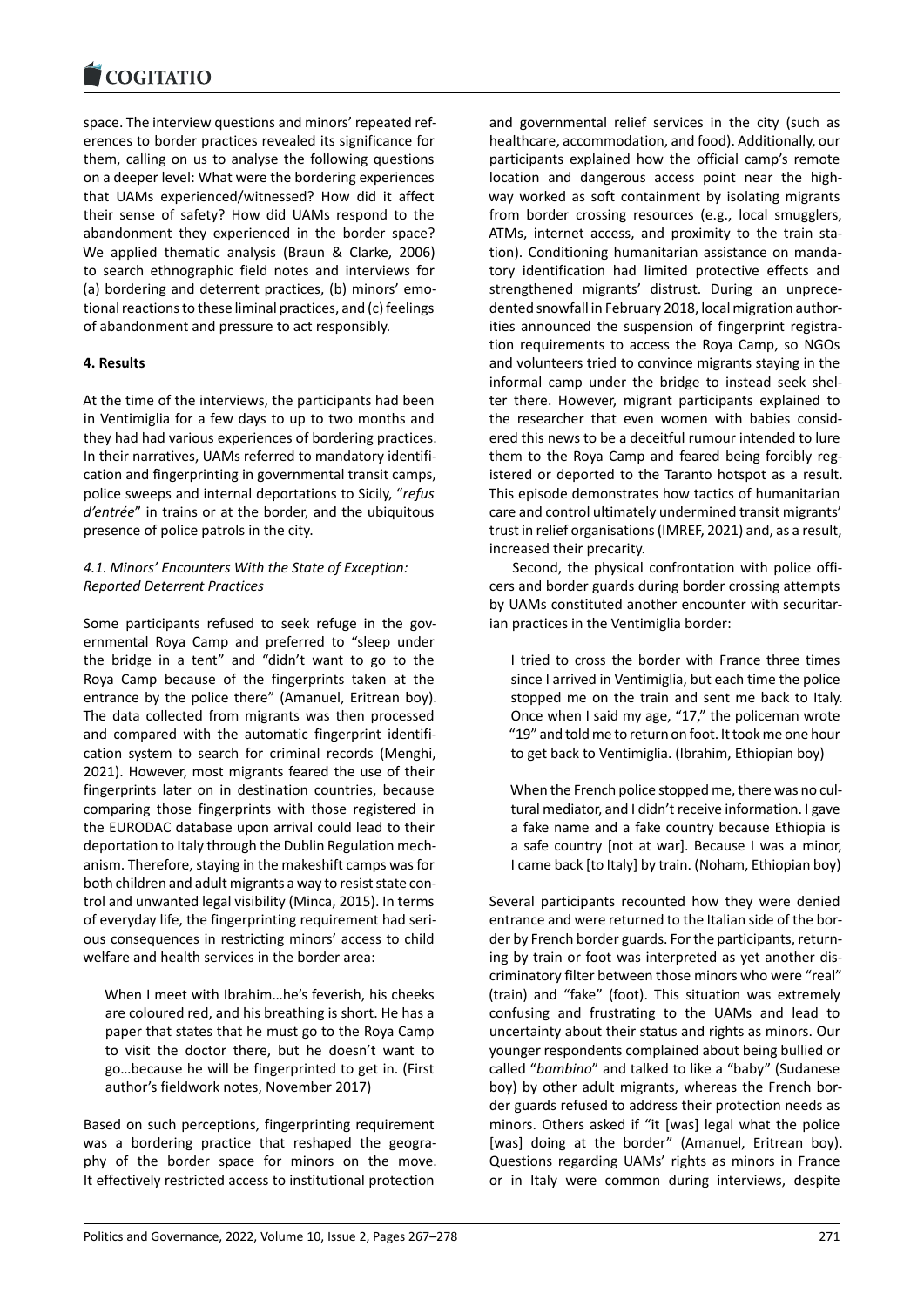space. The interview questions and minors' repeated references to border practices revealed its significance for them, calling on us to analyse the following questions on a deeper level: What were the bordering experiences that UAMs experienced/witnessed? How did it affect their sense of safety? How did UAMs respond to the abandonment they experienced in the border space? We applied thematic analysis (Braun & Clarke, 2006) to search ethnographic field notes and interviews for (a) bordering and deterrent practices, (b) minors' emotional reactions to these liminal practices, and (c) feelings of abandonment and pressure to act responsibly.

## 4. Results

At the time of the interviews, the participants had been in Ventimiglia for a few days to up to two months and they had had various experiences of bordering practices. In their narratives, UAMs referred to mandatory identification and fingerprinting in governmental transit camps, police sweeps and internal deportations to Sicily, "*refus d'entrée*" in trains or at the border, and the ubiquitous presence of police patrols in the city.

### 4.1. Minors' Encounters With the State of Exception: Reported Deterrent Practices

Some participants refused to seek refuge in the governmental Roya Camp and preferred to "sleep under the bridge in a tent" and "didn't want to go to the Roya Camp because of the fingerprints taken at the entrance by the police there" (Amanuel, Eritrean boy). The data collected from migrants was then processed and compared with the automatic fingerprint identification system to search for criminal records (Menghi, 2021). However, most migrants feared the use of their fingerprints later on in destination countries, because comparing those fingerprints with those registered in the EURODAC database upon arrival could lead to their deportation to Italy through the Dublin Regulation mechanism. Therefore, staying in the makeshift camps was for both children and adult migrants a way to resist state control and unwanted legal visibility (Minca, 2015). In terms of everyday life, the fingerprinting requirement had serious consequences in restricting minors' access to child welfare and health services in the border area:

> When I meet with Ibrahim…he's feverish, his cheeks are coloured red, and his breathing is short. He has a paper that states that he must go to the Roya Camp to visit the doctor there, but he doesn't want to go…because he will be fingerprinted to get in. (First author's fieldwork notes, November 2017)

Based on such perceptions, fingerprinting requirement was a bordering practice that reshaped the geography of the border space for minors on the move. It effectively restricted access to institutional protection and governmental relief services in the city (such as healthcare, accommodation, and food). Additionally, our participants explained how the official camp's remote location and dangerous access point near the highway worked as soft containment by isolating migrants from border crossing resources (e.g., local smugglers, ATMs, internet access, and proximity to the train station). Conditioning humanitarian assistance on mandatory identification had limited protective effects and strengthened migrants' distrust. During an unprecedented snowfall in February 2018, local migration authorities announced the suspension of fingerprint registration requirements to access the Roya Camp, so NGOs and volunteers tried to convince migrants staying in the informal camp under the bridge to instead seek shelter there. However, migrant participants explained to the researcher that even women with babies considered this news to be a deceitful rumour intended to lure them to the Roya Camp and feared being forcibly registered or deported to the Taranto hotspot as a result. This episode demonstrates how tactics of humanitarian care and control ultimately undermined transit migrants' trust in relief organisations (IMREF, 2021) and, as a result, increased their precarity.

Second, the physical confrontation with police officers and border guards during border crossing attempts by UAMs constituted another encounter with securitarian practices in the Ventimiglia border:

> I tried to cross the border with France three times since I arrived in Ventimiglia, but each time the police stopped me on the train and sent me back to Italy. Once when I said my age, "17," the policeman wrote "19" and told me to return on foot. It took me one hour to get back to Ventimiglia. (Ibrahim, Ethiopian boy)

> When the French police stopped me, there was no cultural mediator, and I didn't receive information. I gave a fake name and a fake country because Ethiopia is a safe country [not at war]. Because I was a minor, I came back [to Italy] by train. (Noham, Ethiopian boy)

Several participants recounted how they were denied entrance and were returned to the Italian side of the border by French border guards. For the participants, returning by train or foot was interpreted as yet another discriminatory filter between those minors who were "real" (train) and "fake" (foot). This situation was extremely confusing and frustrating to the UAMs and lead to uncertainty about their status and rights as minors. Our younger respondents complained about being bullied or called "*bambino*" and talked to like a "baby" (Sudanese boy) by other adult migrants, whereas the French border guards refused to address their protection needs as minors. Others asked if "it [was] legal what the police [was] doing at the border" (Amanuel, Eritrean boy). Questions regarding UAMs' rights as minors in France or in Italy were common during interviews, despite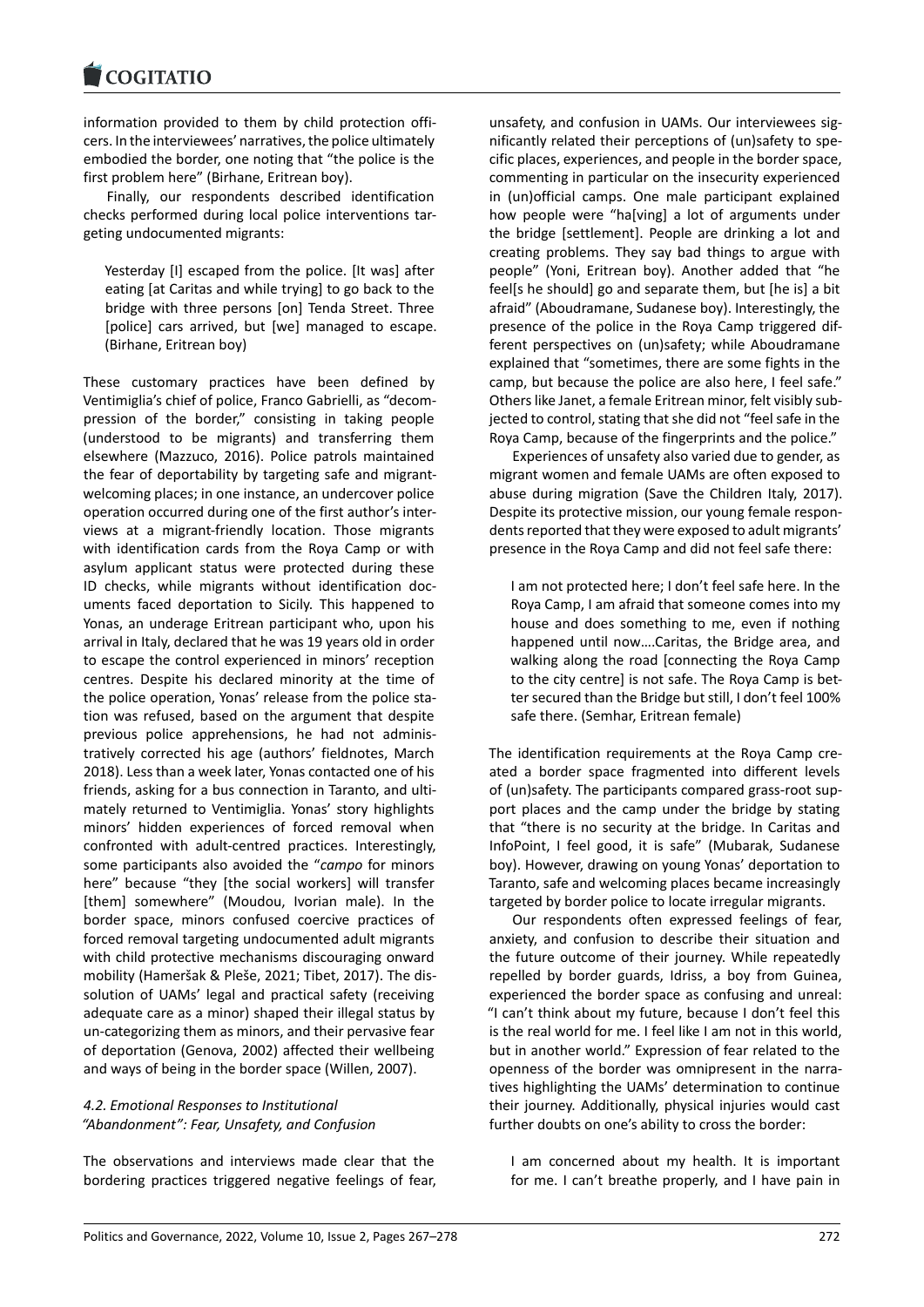information provided to them by child protection officers. In the interviewees' narratives, the police ultimately embodied the border, one noting that "the police is the first problem here" (Birhane, Eritrean boy).

Finally, our respondents described identification checks performed during local police interventions targeting undocumented migrants:

> Yesterday [I] escaped from the police. [It was] after eating [at Caritas and while trying] to go back to the bridge with three persons [on] Tenda Street. Three [police] cars arrived, but [we] managed to escape. (Birhane, Eritrean boy)

These customary practices have been defined by Ventimiglia's chief of police, Franco Gabrielli, as "decompression of the border," consisting in taking people (understood to be migrants) and transferring them elsewhere (Mazzuco, 2016). Police patrols maintained the fear of deportability by targeting safe and migrant-welcoming places; in one instance, an undercover police operation occurred during one of the first author's interviews at a migrant-friendly location. Those migrants with identification cards from the Roya Camp or with asylum applicant status were protected during these ID checks, while migrants without identification documents faced deportation to Sicily. This happened to Yonas, an underage Eritrean participant who, upon his arrival in Italy, declared that he was 19 years old in order to escape the control experienced in minors' reception centres. Despite his declared minority at the time of the police operation, Yonas' release from the police station was refused, based on the argument that despite previous police apprehensions, he had not administratively corrected his age (authors' fieldnotes, March 2018). Less than a week later, Yonas contacted one of his friends, asking for a bus connection in Taranto, and ultimately returned to Ventimiglia. Yonas' story highlights minors' hidden experiences of forced removal when confronted with adult-centred practices. Interestingly, some participants also avoided the "*campo* for minors here" because "they [the social workers] will transfer [them] somewhere" (Moudou, Ivorian male). In the border space, minors confused coercive practices of forced removal targeting undocumented adult migrants with child protective mechanisms discouraging onward mobility (Hameršak & Pleše, 2021; Tibet, 2017). The dissolution of UAMs' legal and practical safety (receiving adequate care as a minor) shaped their illegal status by un-categorizing them as minors, and their pervasive fear of deportation (Genova, 2002) affected their wellbeing and ways of being in the border space (Willen, 2007).

### *4.2. Emotional Responses to Institutional "Abandonment": Fear, Unsafety, and Confusion*

The observations and interviews made clear that the bordering practices triggered negative feelings of fear, unsafety, and confusion in UAMs. Our interviewees significantly related their perceptions of (un)safety to specific places, experiences, and people in the border space, commenting in particular on the insecurity experienced in (un)official camps. One male participant explained how people were "ha[ving] a lot of arguments under the bridge [settlement]. People are drinking a lot and creating problems. They say bad things to argue with people" (Yoni, Eritrean boy). Another added that "he feel[s he should] go and separate them, but [he is] a bit afraid" (Aboudramane, Sudanese boy). Interestingly, the presence of the police in the Roya Camp triggered different perspectives on (un)safety; while Aboudramane explained that "sometimes, there are some fights in the camp, but because the police are also here, I feel safe." Others like Janet, a female Eritrean minor, felt visibly subjected to control, stating that she did not "feel safe in the Roya Camp, because of the fingerprints and the police."

Experiences of unsafety also varied due to gender, as migrant women and female UAMs are often exposed to abuse during migration (Save the Children Italy, 2017). Despite its protective mission, our young female respondents reported that they were exposed to adult migrants' presence in the Roya Camp and did not feel safe there:

> I am not protected here; I don't feel safe here. In the Roya Camp, I am afraid that someone comes into my house and does something to me, even if nothing happened until now….Caritas, the Bridge area, and walking along the road [connecting the Roya Camp to the city centre] is not safe. The Roya Camp is better secured than the Bridge but still, I don't feel 100% safe there. (Semhar, Eritrean female)

The identification requirements at the Roya Camp created a border space fragmented into different levels of (un)safety. The participants compared grass-root support places and the camp under the bridge by stating that "there is no security at the bridge. In Caritas and InfoPoint, I feel good, it is safe" (Mubarak, Sudanese boy). However, drawing on young Yonas' deportation to Taranto, safe and welcoming places became increasingly targeted by border police to locate irregular migrants.

Our respondents often expressed feelings of fear, anxiety, and confusion to describe their situation and the future outcome of their journey. While repeatedly repelled by border guards, Idriss, a boy from Guinea, experienced the border space as confusing and unreal: "I can't think about my future, because I don't feel this is the real world for me. I feel like I am not in this world, but in another world." Expression of fear related to the openness of the border was omnipresent in the narratives highlighting the UAMs' determination to continue their journey. Additionally, physical injuries would cast further doubts on one's ability to cross the border:

> I am concerned about my health. It is important for me. I can't breathe properly, and I have pain in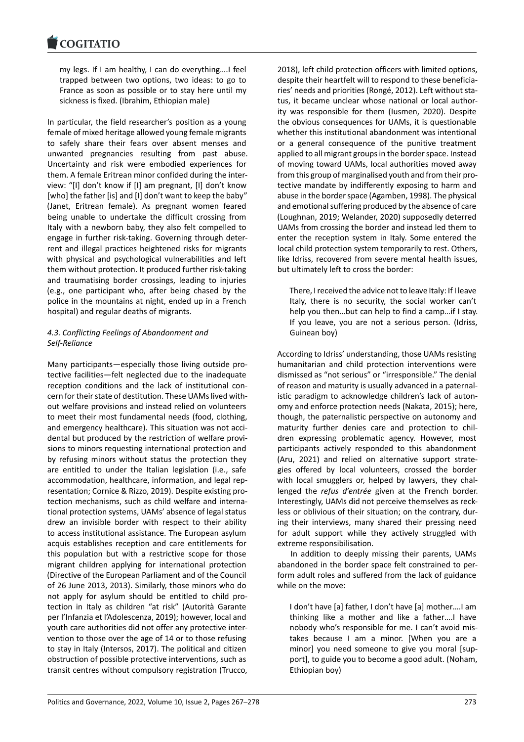> my legs. If I am healthy, I can do everything….I feel trapped between two options, two ideas: to go to France as soon as possible or to stay here until my sickness is fixed. (Ibrahim, Ethiopian male)

In particular, the field researcher's position as a young female of mixed heritage allowed young female migrants to safely share their fears over absent menses and unwanted pregnancies resulting from past abuse. Uncertainty and risk were embodied experiences for them. A female Eritrean minor confided during the interview: "[I] don't know if [I] am pregnant, [I] don't know [who] the father [is] and [I] don't want to keep the baby" (Janet, Eritrean female). As pregnant women feared being unable to undertake the difficult crossing from Italy with a newborn baby, they also felt compelled to engage in further risk-taking. Governing through deterrent and illegal practices heightened risks for migrants with physical and psychological vulnerabilities and left them without protection. It produced further risk-taking and traumatising border crossings, leading to injuries (e.g., one participant who, after being chased by the police in the mountains at night, ended up in a French hospital) and regular deaths of migrants.

### 4.3. Conflicting Feelings of Abandonment and Self-Reliance

Many participants—especially those living outside protective facilities—felt neglected due to the inadequate reception conditions and the lack of institutional concern for their state of destitution. These UAMs lived without welfare provisions and instead relied on volunteers to meet their most fundamental needs (food, clothing, and emergency healthcare). This situation was not accidental but produced by the restriction of welfare provisions to minors requesting international protection and by refusing minors without status the protection they are entitled to under the Italian legislation (i.e., safe accommodation, healthcare, information, and legal representation; Cornice & Rizzo, 2019). Despite existing protection mechanisms, such as child welfare and international protection systems, UAMs' absence of legal status drew an invisible border with respect to their ability to access institutional assistance. The European asylum acquis establishes reception and care entitlements for this population but with a restrictive scope for those migrant children applying for international protection (Directive of the European Parliament and of the Council of 26 June 2013, 2013). Similarly, those minors who do not apply for asylum should be entitled to child protection in Italy as children "at risk" (Autorità Garante per l'Infanzia et l'Adolescenza, 2019); however, local and youth care authorities did not offer any protective intervention to those over the age of 14 or to those refusing to stay in Italy (Intersos, 2017). The political and citizen obstruction of possible protective interventions, such as transit centres without compulsory registration (Trucco, 2018), left child protection officers with limited options, despite their heartfelt will to respond to these beneficiaries' needs and priorities (Rongé, 2012). Left without status, it became unclear whose national or local authority was responsible for them (Iusmen, 2020). Despite the obvious consequences for UAMs, it is questionable whether this institutional abandonment was intentional or a general consequence of the punitive treatment applied to all migrant groups in the border space. Instead of moving toward UAMs, local authorities moved away from this group of marginalised youth and from their protective mandate by indifferently exposing to harm and abuse in the border space (Agamben, 1998). The physical and emotional suffering produced by the absence of care (Loughnan, 2019; Welander, 2020) supposedly deterred UAMs from crossing the border and instead led them to enter the reception system in Italy. Some entered the local child protection system temporarily to rest. Others, like Idriss, recovered from severe mental health issues, but ultimately left to cross the border:

> There, I received the advice not to leave Italy: If I leave Italy, there is no security, the social worker can't help you then…but can help to find a camp…if I stay. If you leave, you are not a serious person. (Idriss, Guinean boy)

According to Idriss' understanding, those UAMs resisting humanitarian and child protection interventions were dismissed as "not serious" or "irresponsible." The denial of reason and maturity is usually advanced in a paternalistic paradigm to acknowledge children's lack of autonomy and enforce protection needs (Nakata, 2015); here, though, the paternalistic perspective on autonomy and maturity further denies care and protection to children expressing problematic agency. However, most participants actively responded to this abandonment (Aru, 2021) and relied on alternative support strategies offered by local volunteers, crossed the border with local smugglers or, helped by lawyers, they challenged the *refus d'entrée* given at the French border. Interestingly, UAMs did not perceive themselves as reckless or oblivious of their situation; on the contrary, during their interviews, many shared their pressing need for adult support while they actively struggled with extreme responsibilisation.

In addition to deeply missing their parents, UAMs abandoned in the border space felt constrained to perform adult roles and suffered from the lack of guidance while on the move:

> I don't have [a] father, I don't have [a] mother….I am thinking like a mother and like a father….I have nobody who's responsible for me. I can't avoid mistakes because I am a minor. [When you are a minor] you need someone to give you moral [support], to guide you to become a good adult. (Noham, Ethiopian boy)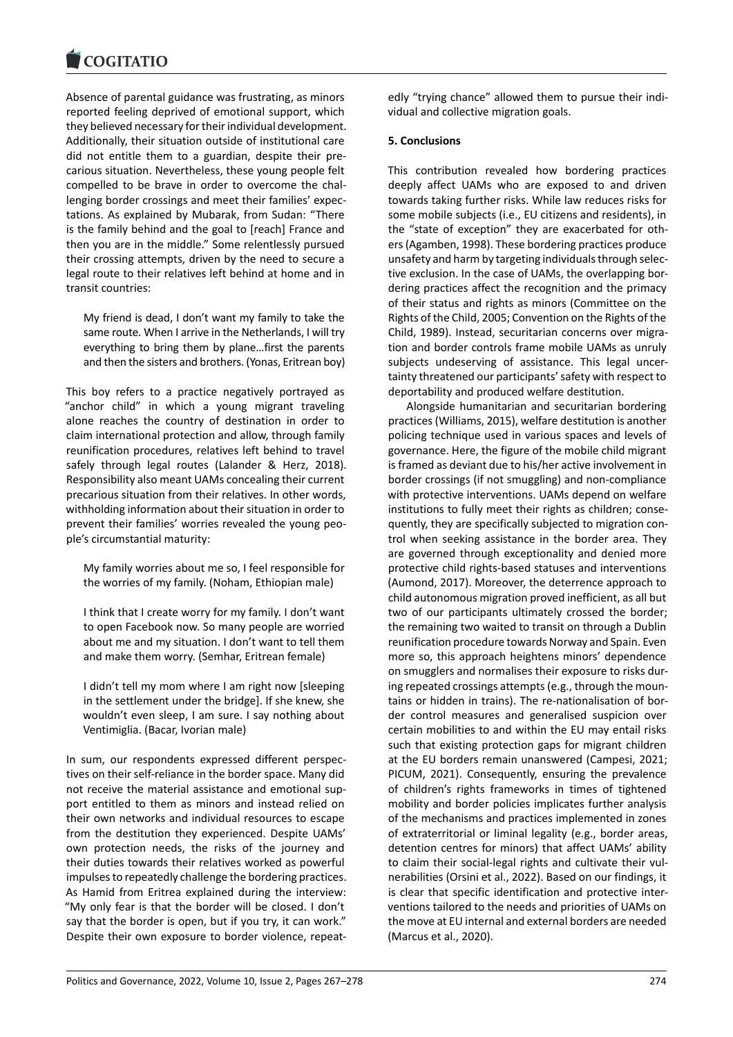Absence of parental guidance was frustrating, as minors reported feeling deprived of emotional support, which they believed necessary for their individual development. Additionally, their situation outside of institutional care did not entitle them to a guardian, despite their precarious situation. Nevertheless, these young people felt compelled to be brave in order to overcome the challenging border crossings and meet their families' expectations. As explained by Mubarak, from Sudan: "There is the family behind and the goal to [reach] France and then you are in the middle." Some relentlessly pursued their crossing attempts, driven by the need to secure a legal route to their relatives left behind at home and in transit countries:

> My friend is dead, I don't want my family to take the same route. When I arrive in the Netherlands, I will try everything to bring them by plane…first the parents and then the sisters and brothers. (Yonas, Eritrean boy)

This boy refers to a practice negatively portrayed as "anchor child" in which a young migrant traveling alone reaches the country of destination in order to claim international protection and allow, through family reunification procedures, relatives left behind to travel safely through legal routes (Lalander & Herz, 2018). Responsibility also meant UAMs concealing their current precarious situation from their relatives. In other words, withholding information about their situation in order to prevent their families' worries revealed the young people's circumstantial maturity:

> My family worries about me so, I feel responsible for the worries of my family. (Noham, Ethiopian male)

> I think that I create worry for my family. I don't want to open Facebook now. So many people are worried about me and my situation. I don't want to tell them and make them worry. (Semhar, Eritrean female)

> I didn't tell my mom where I am right now [sleeping in the settlement under the bridge]. If she knew, she wouldn't even sleep, I am sure. I say nothing about Ventimiglia. (Bacar, Ivorian male)

In sum, our respondents expressed different perspectives on their self-reliance in the border space. Many did not receive the material assistance and emotional support entitled to them as minors and instead relied on their own networks and individual resources to escape from the destitution they experienced. Despite UAMs' own protection needs, the risks of the journey and their duties towards their relatives worked as powerful impulses to repeatedly challenge the bordering practices. As Hamid from Eritrea explained during the interview: "My only fear is that the border will be closed. I don't say that the border is open, but if you try, it can work." Despite their own exposure to border violence, repeatedly "trying chance" allowed them to pursue their individual and collective migration goals.

## 5. Conclusions

This contribution revealed how bordering practices deeply affect UAMs who are exposed to and driven towards taking further risks. While law reduces risks for some mobile subjects (i.e., EU citizens and residents), in the "state of exception" they are exacerbated for others (Agamben, 1998). These bordering practices produce unsafety and harm by targeting individuals through selective exclusion. In the case of UAMs, the overlapping bordering practices affect the recognition and the primacy of their status and rights as minors (Committee on the Rights of the Child, 2005; Convention on the Rights of the Child, 1989). Instead, securitarian concerns over migration and border controls frame mobile UAMs as unruly subjects undeserving of assistance. This legal uncertainty threatened our participants' safety with respect to deportability and produced welfare destitution.

Alongside humanitarian and securitarian bordering practices (Williams, 2015), welfare destitution is another policing technique used in various spaces and levels of governance. Here, the figure of the mobile child migrant is framed as deviant due to his/her active involvement in border crossings (if not smuggling) and non-compliance with protective interventions. UAMs depend on welfare institutions to fully meet their rights as children; consequently, they are specifically subjected to migration control when seeking assistance in the border area. They are governed through exceptionality and denied more protective child rights-based statuses and interventions (Aumond, 2017). Moreover, the deterrence approach to child autonomous migration proved inefficient, as all but two of our participants ultimately crossed the border; the remaining two waited to transit on through a Dublin reunification procedure towards Norway and Spain. Even more so, this approach heightens minors' dependence on smugglers and normalises their exposure to risks during repeated crossings attempts (e.g., through the mountains or hidden in trains). The re-nationalisation of border control measures and generalised suspicion over certain mobilities to and within the EU may entail risks such that existing protection gaps for migrant children at the EU borders remain unanswered (Campesi, 2021; PICUM, 2021). Consequently, ensuring the prevalence of children's rights frameworks in times of tightened mobility and border policies implicates further analysis of the mechanisms and practices implemented in zones of extraterritorial or liminal legality (e.g., border areas, detention centres for minors) that affect UAMs' ability to claim their social-legal rights and cultivate their vulnerabilities (Orsini et al., 2022). Based on our findings, it is clear that specific identification and protective interventions tailored to the needs and priorities of UAMs on the move at EU internal and external borders are needed (Marcus et al., 2020).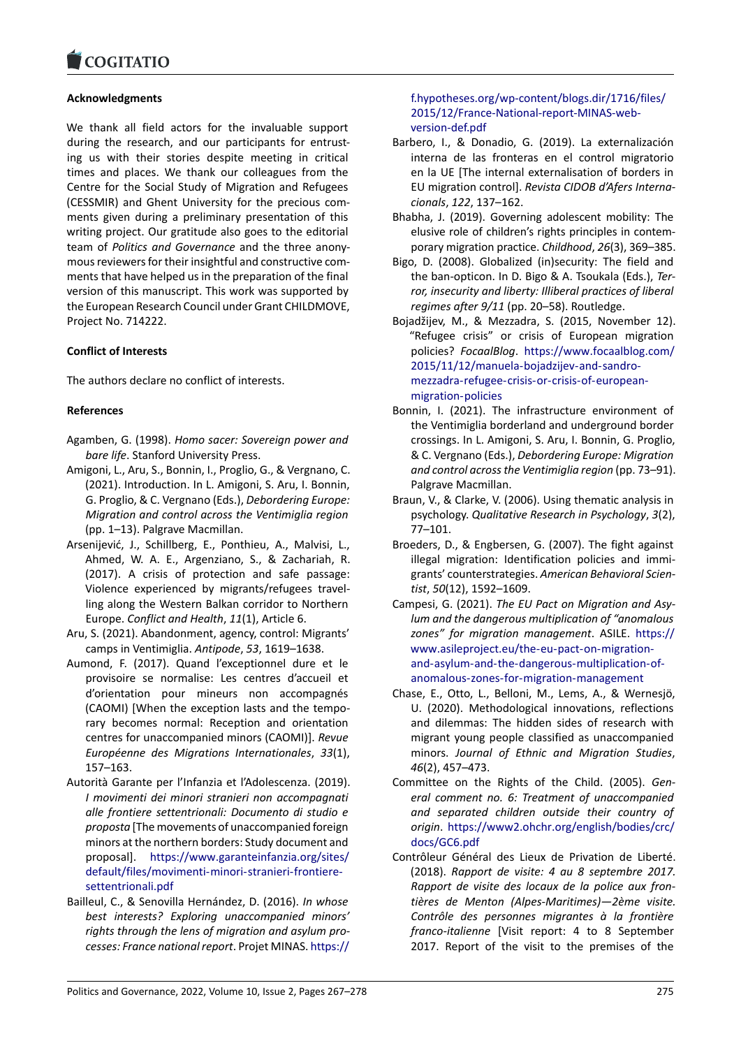## Acknowledgments

We thank all field actors for the invaluable support during the research, and our participants for entrusting us with their stories despite meeting in critical times and places. We thank our colleagues from the Centre for the Social Study of Migration and Refugees (CESSMIR) and Ghent University for the precious comments given during a preliminary presentation of this writing project. Our gratitude also goes to the editorial team of *Politics and Governance* and the three anonymous reviewers for their insightful and constructive comments that have helped us in the preparation of the final version of this manuscript. This work was supported by the European Research Council under Grant CHILDMOVE, Project No. 714222.

## Conflict of Interests

The authors declare no conflict of interests.

## References

Agamben, G. (1998). *Homo sacer: Sovereign power and bare life*. Stanford University Press.

Amigoni, L., Aru, S., Bonnin, I., Proglio, G., & Vergnano, C. (2021). Introduction. In L. Amigoni, S. Aru, I. Bonnin, G. Proglio, & C. Vergnano (Eds.), *Debordering Europe: Migration and control across the Ventimiglia region* (pp. 1–13). Palgrave Macmillan.

Arsenijević, J., Schillberg, E., Ponthieu, A., Malvisi, L., Ahmed, W. A. E., Argenziano, S., & Zachariah, R. (2017). A crisis of protection and safe passage: Violence experienced by migrants/refugees travelling along the Western Balkan corridor to Northern Europe. *Conflict and Health*, *11*(1), Article 6.

Aru, S. (2021). Abandonment, agency, control: Migrants' camps in Ventimiglia. *Antipode*, *53*, 1619–1638.

Aumond, F. (2017). Quand l'exceptionnel dure et le provisoire se normalise: Les centres d'accueil et d'orientation pour mineurs non accompagnés (CAOMI) [When the exception lasts and the temporary becomes normal: Reception and orientation centres for unaccompanied minors (CAOMI)]. *Revue Européenne des Migrations Internationales*, *33*(1), 157–163.

Autorità Garante per l'Infanzia e l'Adolescenza. (2019). *I movimenti dei minori stranieri non accompagnati alle frontiere settentrionali: Documento di studio e proposta* [The movements of unaccompanied foreign minors at the northern borders: Study document and proposal]. https://www.garanteinfanzia.org/sites/default/files/movimenti-minori-stranieri-frontiere-settentrionali.pdf

Bailleul, C., & Senovilla Hernández, D. (2016). *In whose best interests? Exploring unaccompanied minors' rights through the lens of migration and asylum processes: France national report*. Projet MINAS. https://f.hypotheses.org/wp-content/blogs.dir/1716/files/2015/12/France-National-report-MINAS-web-version-def.pdf

Barbero, I., & Donadio, G. (2019). La externalización interna de las fronteras en el control migratorio en la UE [The internal externalisation of borders in EU migration control]. *Revista CIDOB d'Afers Internacionals*, *122*, 137–162.

Bhabha, J. (2019). Governing adolescent mobility: The elusive role of children's rights principles in contemporary migration practice. *Childhood*, *26*(3), 369–385.

Bigo, D. (2008). Globalized (in)security: The field and the ban-opticon. In D. Bigo & A. Tsoukala (Eds.), *Terror, insecurity and liberty: Illiberal practices of liberal regimes after 9/11* (pp. 20–58). Routledge.

Bojadžijev, M., & Mezzadra, S. (2015, November 12). "Refugee crisis" or crisis of European migration policies? *FocaalBlog*. https://www.focaalblog.com/2015/11/12/manuela-bojadzijev-and-sandro-mezzadra-refugee-crisis-or-crisis-of-european-migration-policies

Bonnin, I. (2021). The infrastructure environment of the Ventimiglia borderland and underground border crossings. In L. Amigoni, S. Aru, I. Bonnin, G. Proglio, & C. Vergnano (Eds.), *Debordering Europe: Migration and control across the Ventimiglia region* (pp. 73–91). Palgrave Macmillan.

Braun, V., & Clarke, V. (2006). Using thematic analysis in psychology. *Qualitative Research in Psychology*, *3*(2), 77–101.

Broeders, D., & Engbersen, G. (2007). The fight against illegal migration: Identification policies and immigrants' counterstrategies. *American Behavioral Scientist*, *50*(12), 1592–1609.

Campesi, G. (2021). *The EU Pact on Migration and Asylum and the dangerous multiplication of "anomalous zones" for migration management*. ASILE. https://www.asileproject.eu/the-eu-pact-on-migration-and-asylum-and-the-dangerous-multiplication-of-anomalous-zones-for-migration-management

Chase, E., Otto, L., Belloni, M., Lems, A., & Wernesjö, U. (2020). Methodological innovations, reflections and dilemmas: The hidden sides of research with migrant young people classified as unaccompanied minors. *Journal of Ethnic and Migration Studies*, *46*(2), 457–473.

Committee on the Rights of the Child. (2005). *General comment no. 6: Treatment of unaccompanied and separated children outside their country of origin*. https://www2.ohchr.org/english/bodies/crc/docs/GC6.pdf

Contrôleur Général des Lieux de Privation de Liberté. (2018). *Rapport de visite: 4 au 8 septembre 2017. Rapport de visite des locaux de la police aux frontières de Menton (Alpes-Maritimes)—2ème visite. Contrôle des personnes migrantes à la frontière franco-italienne* [Visit report: 4 to 8 September 2017. Report of the visit to the premises of the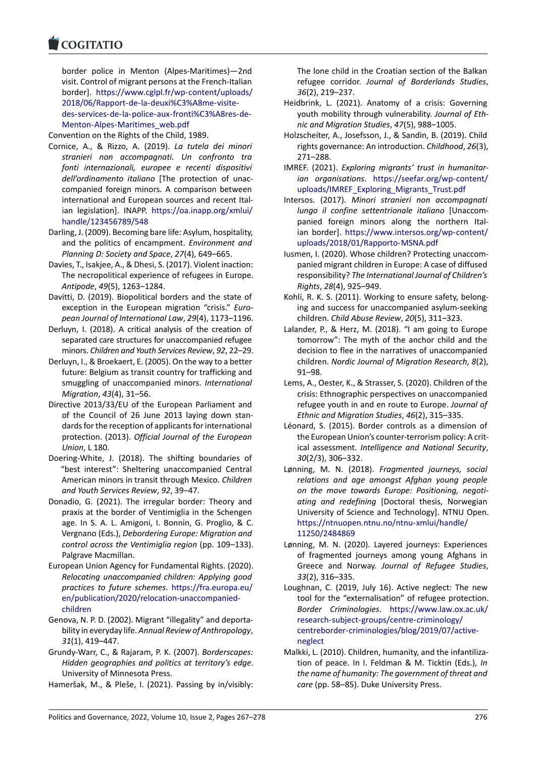border police in Menton (Alpes-Maritimes)—2nd visit. Control of migrant persons at the French-Italian border]. https://www.cglpl.fr/wp-content/uploads/2018/06/Rapport-de-la-deuxi%C3%A8me-visite-des-services-de-la-police-aux-fronti%C3%A8res-de-Menton-Alpes-Maritimes_web.pdf

Convention on the Rights of the Child, 1989.

Cornice, A., & Rizzo, A. (2019). *La tutela dei minori stranieri non accompagnati. Un confronto tra fonti internazionali, europee e recenti dispositivi dell'ordinamento italiano* [The protection of unaccompanied foreign minors. A comparison between international and European sources and recent Italian legislation]. INAPP. https://oa.inapp.org/xmlui/handle/123456789/548

Darling, J. (2009). Becoming bare life: Asylum, hospitality, and the politics of encampment. *Environment and Planning D: Society and Space*, *27*(4), 649–665.

Davies, T., Isakjee, A., & Dhesi, S. (2017). Violent inaction: The necropolitical experience of refugees in Europe. *Antipode*, *49*(5), 1263–1284.

Davitti, D. (2019). Biopolitical borders and the state of exception in the European migration "crisis." *European Journal of International Law*, *29*(4), 1173–1196.

Derluyn, I. (2018). A critical analysis of the creation of separated care structures for unaccompanied refugee minors. *Children and Youth Services Review*, *92*, 22–29.

Derluyn, I., & Broekaert, E. (2005). On the way to a better future: Belgium as transit country for trafficking and smuggling of unaccompanied minors. *International Migration*, *43*(4), 31–56.

Directive 2013/33/EU of the European Parliament and of the Council of 26 June 2013 laying down standards for the reception of applicants for international protection. (2013). *Official Journal of the European Union*, L 180.

Doering-White, J. (2018). The shifting boundaries of "best interest": Sheltering unaccompanied Central American minors in transit through Mexico. *Children and Youth Services Review*, *92*, 39–47.

Donadio, G. (2021). The irregular border: Theory and praxis at the border of Ventimiglia in the Schengen age. In S. A. L. Amigoni, I. Bonnin, G. Proglio, & C. Vergnano (Eds.), *Debordering Europe: Migration and control across the Ventimiglia region* (pp. 109–133). Palgrave Macmillan.

European Union Agency for Fundamental Rights. (2020). *Relocating unaccompanied children: Applying good practices to future schemes*. https://fra.europa.eu/en/publication/2020/relocation-unaccompanied-children

Genova, N. P. D. (2002). Migrant "illegality" and deportability in everyday life. *Annual Review of Anthropology*, *31*(1), 419–447.

Grundy-Warr, C., & Rajaram, P. K. (2007). *Borderscapes: Hidden geographies and politics at territory's edge*. University of Minnesota Press.

Hameršak, M., & Pleše, I. (2021). Passing by in/visibly: The lone child in the Croatian section of the Balkan refugee corridor. *Journal of Borderlands Studies*, *36*(2), 219–237.

Heidbrink, L. (2021). Anatomy of a crisis: Governing youth mobility through vulnerability. *Journal of Ethnic and Migration Studies*, *47*(5), 988–1005.

Holzscheiter, A., Josefsson, J., & Sandin, B. (2019). Child rights governance: An introduction. *Childhood*, *26*(3), 271–288.

IMREF. (2021). *Exploring migrants' trust in humanitarian organisations*. https://seefar.org/wp-content/uploads/IMREF_Exploring_Migrants_Trust.pdf

Intersos. (2017). *Minori stranieri non accompagnati lungo il confine settentrionale italiano* [Unaccompanied foreign minors along the northern Italian border]. https://www.intersos.org/wp-content/uploads/2018/01/Rapporto-MSNA.pdf

Iusmen, I. (2020). Whose children? Protecting unaccompanied migrant children in Europe: A case of diffused responsibility? *The International Journal of Children's Rights*, *28*(4), 925–949.

Kohli, R. K. S. (2011). Working to ensure safety, belonging and success for unaccompanied asylum-seeking children. *Child Abuse Review*, *20*(5), 311–323.

Lalander, P., & Herz, M. (2018). "I am going to Europe tomorrow": The myth of the anchor child and the decision to flee in the narratives of unaccompanied children. *Nordic Journal of Migration Research*, *8*(2), 91–98.

Lems, A., Oester, K., & Strasser, S. (2020). Children of the crisis: Ethnographic perspectives on unaccompanied refugee youth in and en route to Europe. *Journal of Ethnic and Migration Studies*, *46*(2), 315–335.

Léonard, S. (2015). Border controls as a dimension of the European Union's counter-terrorism policy: A critical assessment. *Intelligence and National Security*, *30*(2/3), 306–332.

Lønning, M. N. (2018). *Fragmented journeys, social relations and age amongst Afghan young people on the move towards Europe: Positioning, negotiating and redefining* [Doctoral thesis, Norwegian University of Science and Technology]. NTNU Open. https://ntnuopen.ntnu.no/ntnu-xmlui/handle/11250/2484869

Lønning, M. N. (2020). Layered journeys: Experiences of fragmented journeys among young Afghans in Greece and Norway. *Journal of Refugee Studies*, *33*(2), 316–335.

Loughnan, C. (2019, July 16). Active neglect: The new tool for the "externalisation" of refugee protection. *Border Criminologies*. https://www.law.ox.ac.uk/research-subject-groups/centre-criminology/centreborder-criminologies/blog/2019/07/active-neglect

Malkki, L. (2010). Children, humanity, and the infantilization of peace. In I. Feldman & M. Ticktin (Eds.), *In the name of humanity: The government of threat and care* (pp. 58–85). Duke University Press.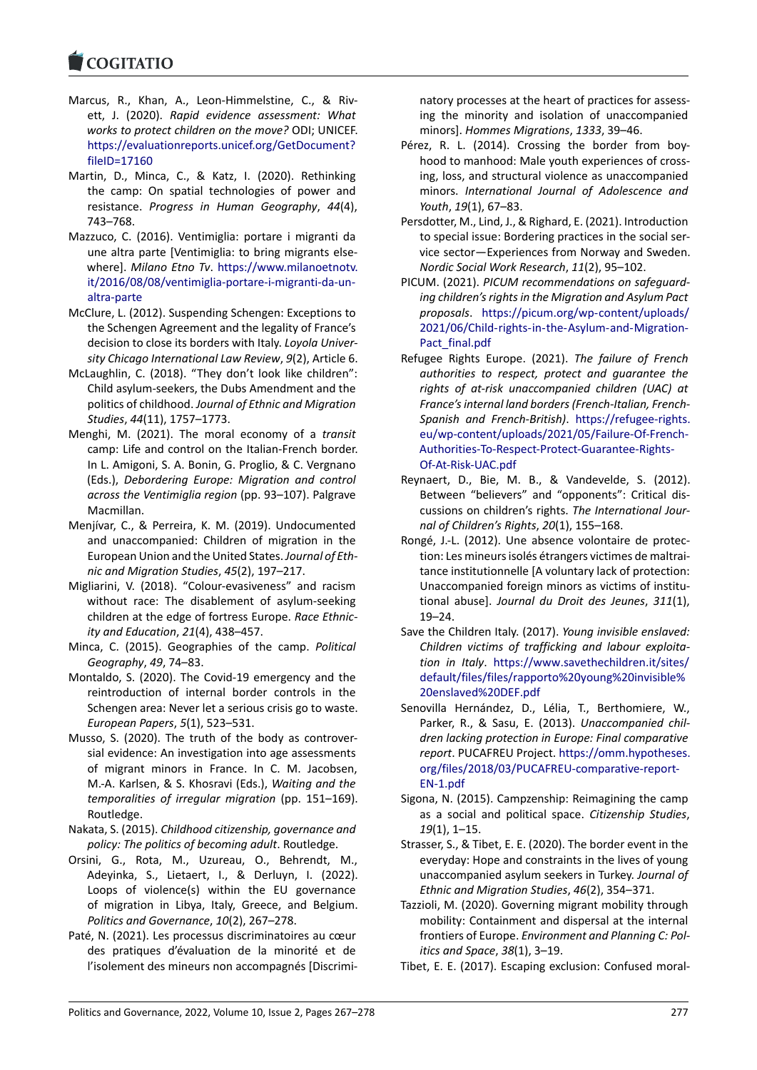Marcus, R., Khan, A., Leon-Himmelstine, C., & Rivett, J. (2020). *Rapid evidence assessment: What works to protect children on the move?* ODI; UNICEF. https://evaluationreports.unicef.org/GetDocument?fileID=17160

Martin, D., Minca, C., & Katz, I. (2020). Rethinking the camp: On spatial technologies of power and resistance. *Progress in Human Geography*, *44*(4), 743–768.

Mazzuco, C. (2016). Ventimiglia: portare i migranti da une altra parte [Ventimiglia: to bring migrants elsewhere]. *Milano Etno Tv*. https://www.milanoetnotv.it/2016/08/08/ventimiglia-portare-i-migranti-da-un-altra-parte

McClure, L. (2012). Suspending Schengen: Exceptions to the Schengen Agreement and the legality of France's decision to close its borders with Italy. *Loyola University Chicago International Law Review*, *9*(2), Article 6.

McLaughlin, C. (2018). "They don't look like children": Child asylum-seekers, the Dubs Amendment and the politics of childhood. *Journal of Ethnic and Migration Studies*, *44*(11), 1757–1773.

Menghi, M. (2021). The moral economy of a *transit* camp: Life and control on the Italian-French border. In L. Amigoni, S. A. Bonin, G. Proglio, & C. Vergnano (Eds.), *Debordering Europe: Migration and control across the Ventimiglia region* (pp. 93–107). Palgrave Macmillan.

Menjívar, C., & Perreira, K. M. (2019). Undocumented and unaccompanied: Children of migration in the European Union and the United States. *Journal of Ethnic and Migration Studies*, *45*(2), 197–217.

Migliarini, V. (2018). "Colour-evasiveness" and racism without race: The disablement of asylum-seeking children at the edge of fortress Europe. *Race Ethnicity and Education*, *21*(4), 438–457.

Minca, C. (2015). Geographies of the camp. *Political Geography*, *49*, 74–83.

Montaldo, S. (2020). The Covid-19 emergency and the reintroduction of internal border controls in the Schengen area: Never let a serious crisis go to waste. *European Papers*, *5*(1), 523–531.

Musso, S. (2020). The truth of the body as controversial evidence: An investigation into age assessments of migrant minors in France. In C. M. Jacobsen, M.-A. Karlsen, & S. Khosravi (Eds.), *Waiting and the temporalities of irregular migration* (pp. 151–169). Routledge.

Nakata, S. (2015). *Childhood citizenship, governance and policy: The politics of becoming adult*. Routledge.

Orsini, G., Rota, M., Uzureau, O., Behrendt, M., Adeyinka, S., Lietaert, I., & Derluyn, I. (2022). Loops of violence(s) within the EU governance of migration in Libya, Italy, Greece, and Belgium. *Politics and Governance*, *10*(2), 267–278.

Paté, N. (2021). Les processus discriminatoires au cœur des pratiques d'évaluation de la minorité et de l'isolement des mineurs non accompagnés [Discriminatory processes at the heart of practices for assessing the minority and isolation of unaccompanied minors]. *Hommes Migrations*, *1333*, 39–46.

Pérez, R. L. (2014). Crossing the border from boyhood to manhood: Male youth experiences of crossing, loss, and structural violence as unaccompanied minors. *International Journal of Adolescence and Youth*, *19*(1), 67–83.

Persdotter, M., Lind, J., & Righard, E. (2021). Introduction to special issue: Bordering practices in the social service sector—Experiences from Norway and Sweden. *Nordic Social Work Research*, *11*(2), 95–102.

PICUM. (2021). *PICUM recommendations on safeguarding children's rights in the Migration and Asylum Pact proposals*. https://picum.org/wp-content/uploads/2021/06/Child-rights-in-the-Asylum-and-Migration-Pact_final.pdf

Refugee Rights Europe. (2021). *The failure of French authorities to respect, protect and guarantee the rights of at-risk unaccompanied children (UAC) at France's internal land borders (French-Italian, French-Spanish and French-British)*. https://refugee-rights.eu/wp-content/uploads/2021/05/Failure-Of-French-Authorities-To-Respect-Protect-Guarantee-Rights-Of-At-Risk-UAC.pdf

Reynaert, D., Bie, M. B., & Vandevelde, S. (2012). Between "believers" and "opponents": Critical discussions on children's rights. *The International Journal of Children's Rights*, *20*(1), 155–168.

Rongé, J.-L. (2012). Une absence volontaire de protection: Les mineurs isolés étrangers victimes de maltraitance institutionnelle [A voluntary lack of protection: Unaccompanied foreign minors as victims of institutional abuse]. *Journal du Droit des Jeunes*, *311*(1), 19–24.

Save the Children Italy. (2017). *Young invisible enslaved: Children victims of trafficking and labour exploitation in Italy*. https://www.savethechildren.it/sites/default/files/files/rapporto%20young%20invisible%20enslaved%20DEF.pdf

Senovilla Hernández, D., Lélia, T., Berthomiere, W., Parker, R., & Sasu, E. (2013). *Unaccompanied children lacking protection in Europe: Final comparative report*. PUCAFREU Project. https://omm.hypotheses.org/files/2018/03/PUCAFREU-comparative-report-EN-1.pdf

Sigona, N. (2015). Campzenship: Reimagining the camp as a social and political space. *Citizenship Studies*, *19*(1), 1–15.

Strasser, S., & Tibet, E. E. (2020). The border event in the everyday: Hope and constraints in the lives of young unaccompanied asylum seekers in Turkey. *Journal of Ethnic and Migration Studies*, *46*(2), 354–371.

Tazzioli, M. (2020). Governing migrant mobility through mobility: Containment and dispersal at the internal frontiers of Europe. *Environment and Planning C: Politics and Space*, *38*(1), 3–19.

Tibet, E. E. (2017). Escaping exclusion: Confused moral-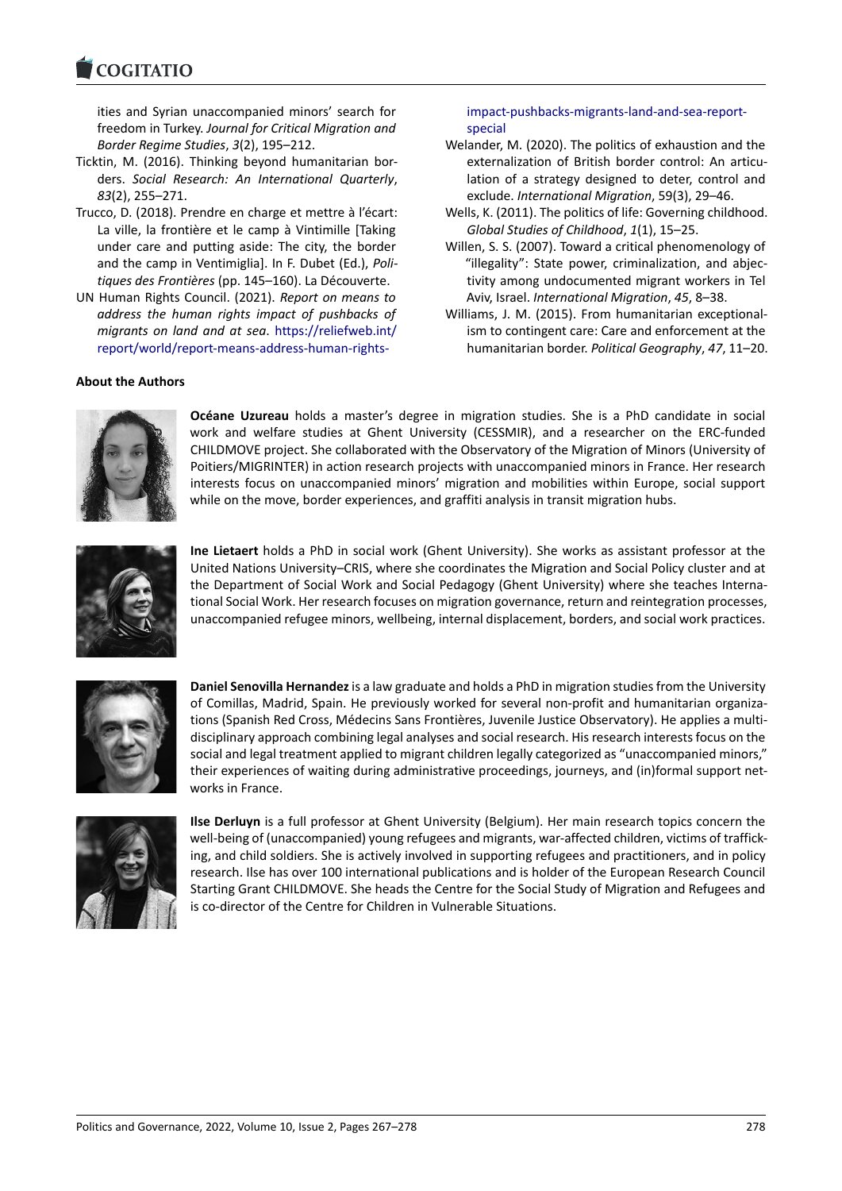ities and Syrian unaccompanied minors' search for freedom in Turkey. *Journal for Critical Migration and Border Regime Studies*, *3*(2), 195–212.

Ticktin, M. (2016). Thinking beyond humanitarian borders. *Social Research: An International Quarterly*, *83*(2), 255–271.

Trucco, D. (2018). Prendre en charge et mettre à l'écart: La ville, la frontière et le camp à Vintimille [Taking under care and putting aside: The city, the border and the camp in Ventimiglia]. In F. Dubet (Ed.), *Politiques des Frontières* (pp. 145–160). La Découverte.

UN Human Rights Council. (2021). *Report on means to address the human rights impact of pushbacks of migrants on land and at sea*. https://reliefweb.int/report/world/report-means-address-human-rights-impact-pushbacks-migrants-land-and-sea-report-special

Welander, M. (2020). The politics of exhaustion and the externalization of British border control: An articulation of a strategy designed to deter, control and exclude. *International Migration*, 59(3), 29–46.

Wells, K. (2011). The politics of life: Governing childhood. *Global Studies of Childhood*, *1*(1), 15–25.

Willen, S. S. (2007). Toward a critical phenomenology of "illegality": State power, criminalization, and abjectivity among undocumented migrant workers in Tel Aviv, Israel. *International Migration*, *45*, 8–38.

Williams, J. M. (2015). From humanitarian exceptionalism to contingent care: Care and enforcement at the humanitarian border. *Political Geography*, *47*, 11–20.

## About the Authors

**Océane Uzureau** holds a master's degree in migration studies. She is a PhD candidate in social work and welfare studies at Ghent University (CESSMIR), and a researcher on the ERC-funded CHILDMOVE project. She collaborated with the Observatory of the Migration of Minors (University of Poitiers/MIGRINTER) in action research projects with unaccompanied minors in France. Her research interests focus on unaccompanied minors' migration and mobilities within Europe, social support while on the move, border experiences, and graffiti analysis in transit migration hubs.

**Ine Lietaert** holds a PhD in social work (Ghent University). She works as assistant professor at the United Nations University–CRIS, where she coordinates the Migration and Social Policy cluster and at the Department of Social Work and Social Pedagogy (Ghent University) where she teaches International Social Work. Her research focuses on migration governance, return and reintegration processes, unaccompanied refugee minors, wellbeing, internal displacement, borders, and social work practices.

**Daniel Senovilla Hernandez** is a law graduate and holds a PhD in migration studies from the University of Comillas, Madrid, Spain. He previously worked for several non-profit and humanitarian organizations (Spanish Red Cross, Médecins Sans Frontières, Juvenile Justice Observatory). He applies a multidisciplinary approach combining legal analyses and social research. His research interests focus on the social and legal treatment applied to migrant children legally categorized as "unaccompanied minors," their experiences of waiting during administrative proceedings, journeys, and (in)formal support networks in France.

**Ilse Derluyn** is a full professor at Ghent University (Belgium). Her main research topics concern the well-being of (unaccompanied) young refugees and migrants, war-affected children, victims of trafficking, and child soldiers. She is actively involved in supporting refugees and practitioners, and in policy research. Ilse has over 100 international publications and is holder of the European Research Council Starting Grant CHILDMOVE. She heads the Centre for the Social Study of Migration and Refugees and is co-director of the Centre for Children in Vulnerable Situations.